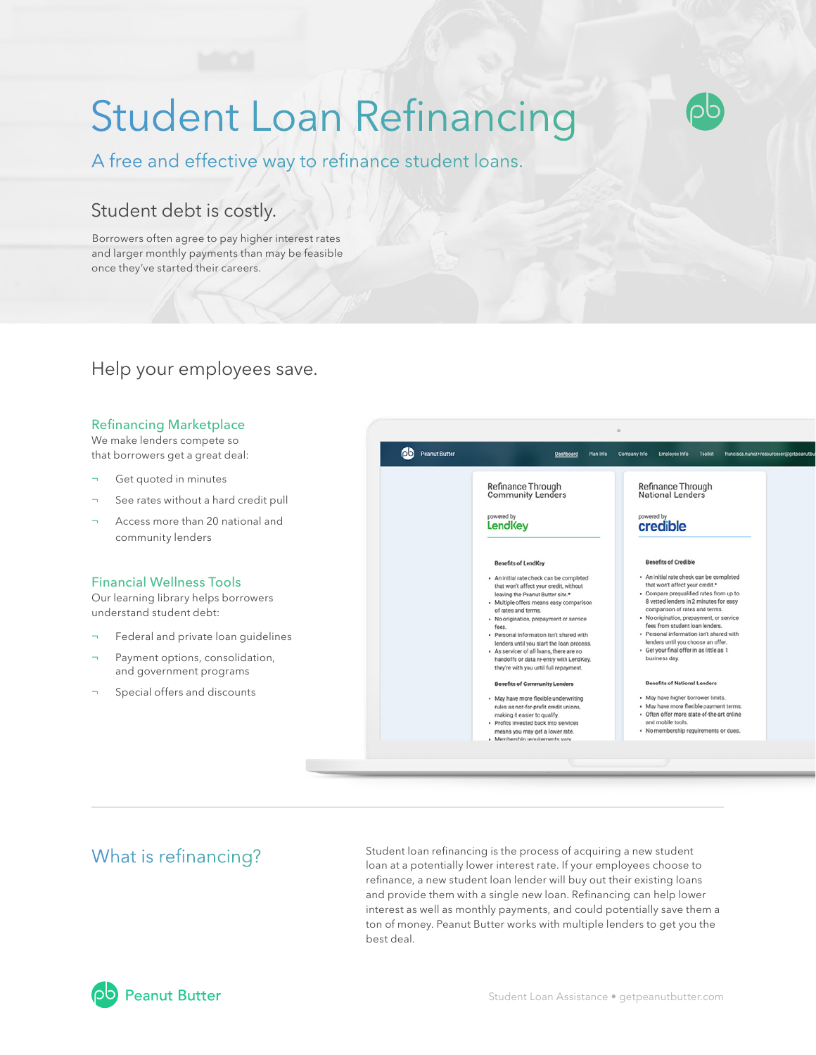# Student Loan Refinancing

## A free and effective way to refinance student loans.

### Student debt is costly.

Borrowers often agree to pay higher interest rates and larger monthly payments than may be feasible once they've started their careers.

## Help your employees save.

### Refinancing Marketplace

We make lenders compete so that borrowers get a great deal:

- Get quoted in minutes
- See rates without a hard credit pull
- Access more than 20 national and community lenders

### Financial Wellness Tools

Our learning library helps borrowers understand student debt:

- Federal and private loan guidelines
- Payment options, consolidation, and government programs
- Special offers and discounts

Peanut Butter | Dashboard | Plan Info | Company Info | Employee Info | Toolkit

**Refinance Through Community Lenders**

powered by LendKey

**Benefits of LendKey**

- An initial rate check can be completed that won't affect your credit, without leaving the Peanut Butter site.*
- Multiple offers means easy comparison of rates and terms.
- No origination, prepayment or service fees.
- Personal information isn't shared with lenders until you start the loan process.
- As servicer of all loans, there are no handoffs or data re-entry with LendKey, they're with you until full repayment.

**Benefits of Community Lenders**

- May have more flexible underwriting rules as not-for-profit credit unions, making it easier to qualify.
- Profits invested back into services means you may get a lower rate.
- Membership requirements vary.

**Refinance Through National Lenders**

powered by credible

**Benefits of Credible**

- An initial rate check can be completed that won't affect your credit.*
- Compare prequalified rates from up to 8 vetted lenders in 2 minutes for easy comparison of rates and terms.
- No origination, prepayment, or service fees from student loan lenders.
- Personal information isn't shared with lenders until you choose an offer.
- Get your final offer in as little as 1 business day.

**Benefits of National Lenders**

- May have higher borrower limits.
- May have more flexible payment terms.
- Often offer more state-of-the-art online and mobile tools.
- No membership requirements or dues.

## What is refinancing?

Student loan refinancing is the process of acquiring a new student loan at a potentially lower interest rate. If your employees choose to refinance, a new student loan lender will buy out their existing loans and provide them with a single new loan. Refinancing can help lower interest as well as monthly payments, and could potentially save them a ton of money. Peanut Butter works with multiple lenders to get you the best deal.

Peanut Butter

Student Loan Assistance • getpeanutbutter.com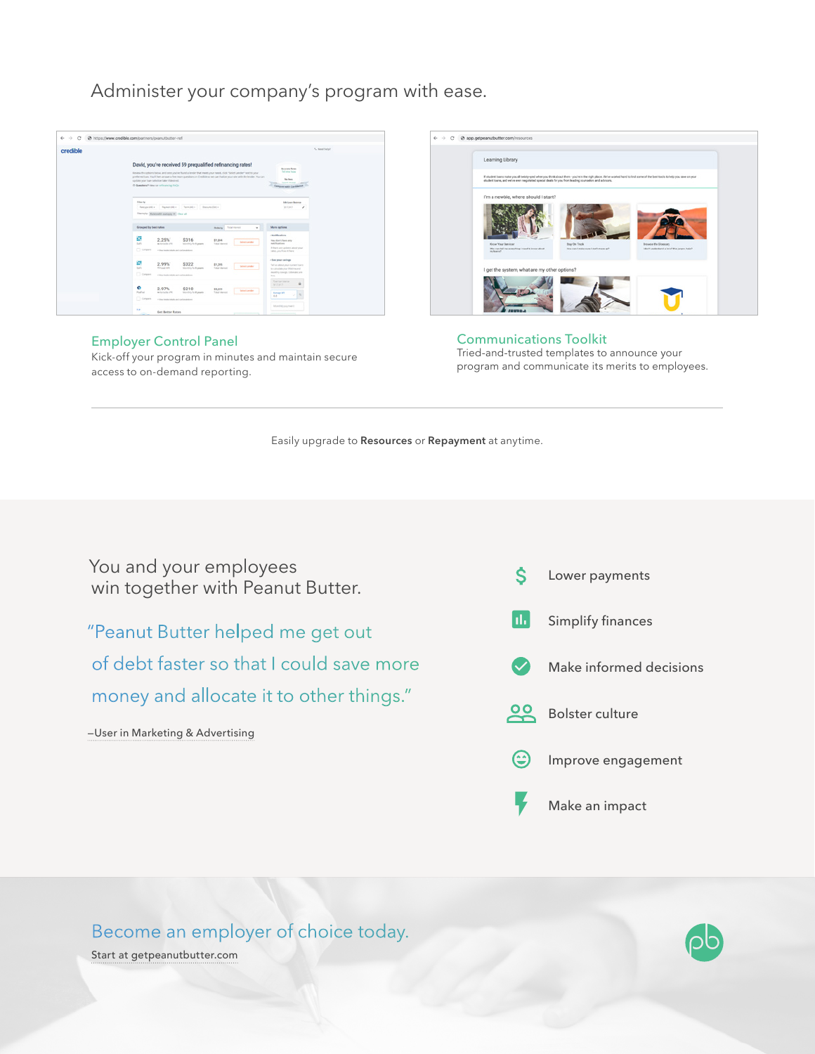# Administer your company's program with ease.

### Employer Control Panel

Kick-off your program in minutes and maintain secure access to on-demand reporting.

### Communications Toolkit

Tried-and-trusted templates to announce your program and communicate its merits to employees.

---

Easily upgrade to **Resources** or **Repayment** at anytime.

## You and your employees win together with Peanut Butter.

"Peanut Butter helped me get out of debt faster so that I could save more money and allocate it to other things."

–User in Marketing & Advertising

- Lower payments
- Simplify finances
- Make informed decisions
- Bolster culture
- Improve engagement
- Make an impact

## Become an employer of choice today.

Start at getpeanutbutter.com